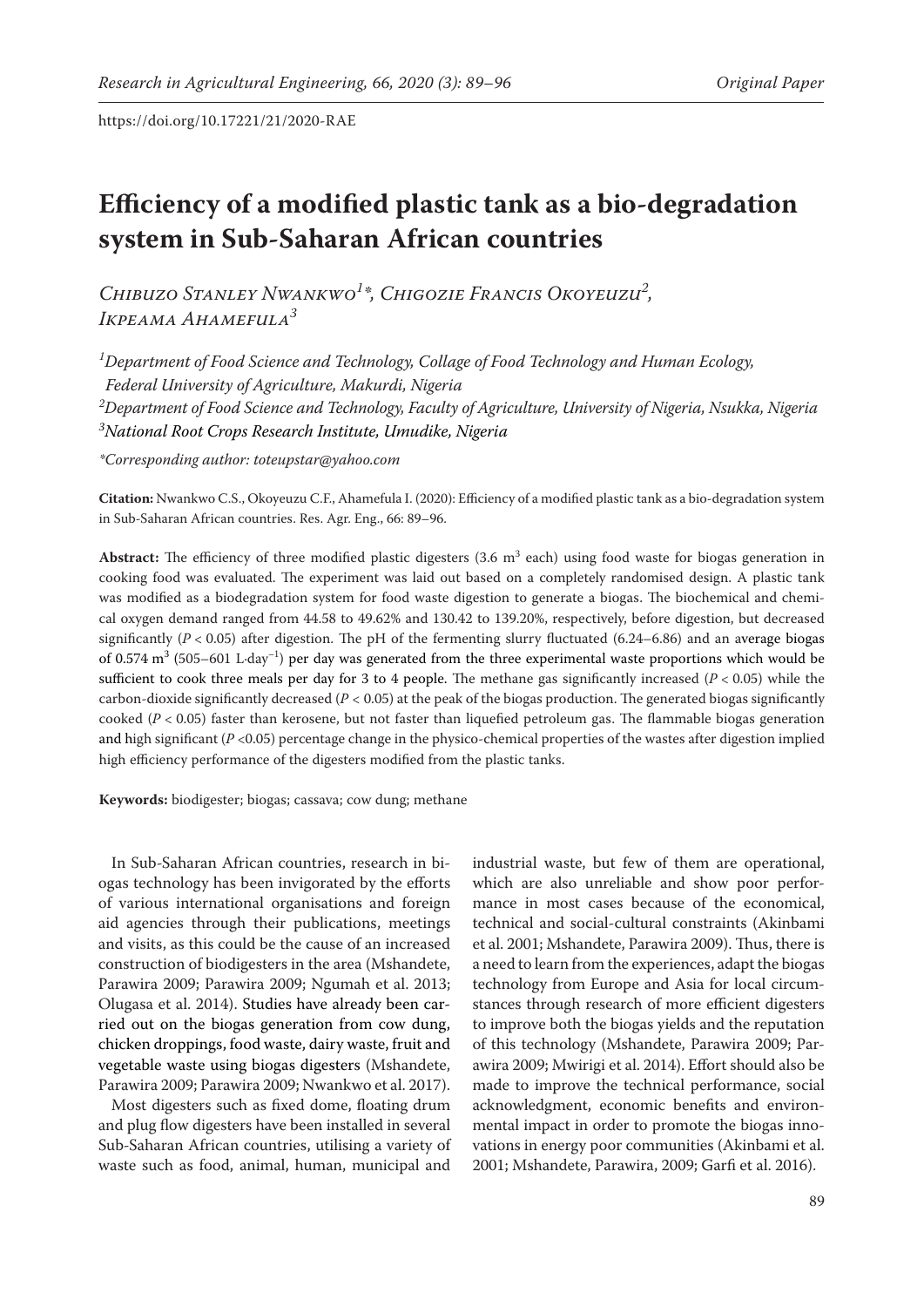https://doi.org/10.17221/21/2020-RAE

# Efficiency of a modified plastic tank as a bio-degradation system in Sub-Saharan African countries

*Chibuzo Stanley Nwankwo[1]\*, Chigozie Francis Okoyeuzu[2], Ikpeama Ahamefula[3]*

[1]*Department of Food Science and Technology, Collage of Food Technology and Human Ecology, Federal University of Agriculture, Makurdi, Nigeria*
[2]*Department of Food Science and Technology, Faculty of Agriculture, University of Nigeria, Nsukka, Nigeria*
[3]*National Root Crops Research Institute, Umudike, Nigeria*

*\*Corresponding author: toteupstar@yahoo.com*

**Citation:** Nwankwo C.S., Okoyeuzu C.F., Ahamefula I. (2020): Efficiency of a modified plastic tank as a bio-degradation system in Sub-Saharan African countries. Res. Agr. Eng., 66: 89–96.

**Abstract:** The efficiency of three modified plastic digesters (3.6 $m^3$ each) using food waste for biogas generation in cooking food was evaluated. The experiment was laid out based on a completely randomised design. A plastic tank was modified as a biodegradation system for food waste digestion to generate a biogas. The biochemical and chemical oxygen demand ranged from 44.58 to 49.62% and 130.42 to 139.20%, respectively, before digestion, but decreased significantly ($P < 0.05$) after digestion. The pH of the fermenting slurry fluctuated (6.24–6.86) and an average biogas of 0.574 $m^3$ (505–601 $L \cdot day^{-1}$) per day was generated from the three experimental waste proportions which would be sufficient to cook three meals per day for 3 to 4 people. The methane gas significantly increased ($P < 0.05$) while the carbon-dioxide significantly decreased ($P < 0.05$) at the peak of the biogas production. The generated biogas significantly cooked ($P < 0.05$) faster than kerosene, but not faster than liquefied petroleum gas. The flammable biogas generation and high significant ($P < 0.05$) percentage change in the physico-chemical properties of the wastes after digestion implied high efficiency performance of the digesters modified from the plastic tanks.

**Keywords:** biodigester; biogas; cassava; cow dung; methane

In Sub-Saharan African countries, research in biogas technology has been invigorated by the efforts of various international organisations and foreign aid agencies through their publications, meetings and visits, as this could be the cause of an increased construction of biodigesters in the area (Mshandete, Parawira 2009; Parawira 2009; Ngumah et al. 2013; Olugasa et al. 2014). Studies have already been carried out on the biogas generation from cow dung, chicken droppings, food waste, dairy waste, fruit and vegetable waste using biogas digesters (Mshandete, Parawira 2009; Parawira 2009; Nwankwo et al. 2017).

Most digesters such as fixed dome, floating drum and plug flow digesters have been installed in several Sub-Saharan African countries, utilising a variety of waste such as food, animal, human, municipal and industrial waste, but few of them are operational, which are also unreliable and show poor performance in most cases because of the economical, technical and social-cultural constraints (Akinbami et al. 2001; Mshandete, Parawira 2009). Thus, there is a need to learn from the experiences, adapt the biogas technology from Europe and Asia for local circumstances through research of more efficient digesters to improve both the biogas yields and the reputation of this technology (Mshandete, Parawira 2009; Parawira 2009; Mwirigi et al. 2014). Effort should also be made to improve the technical performance, social acknowledgment, economic benefits and environmental impact in order to promote the biogas innovations in energy poor communities (Akinbami et al. 2001; Mshandete, Parawira, 2009; Garfi et al. 2016).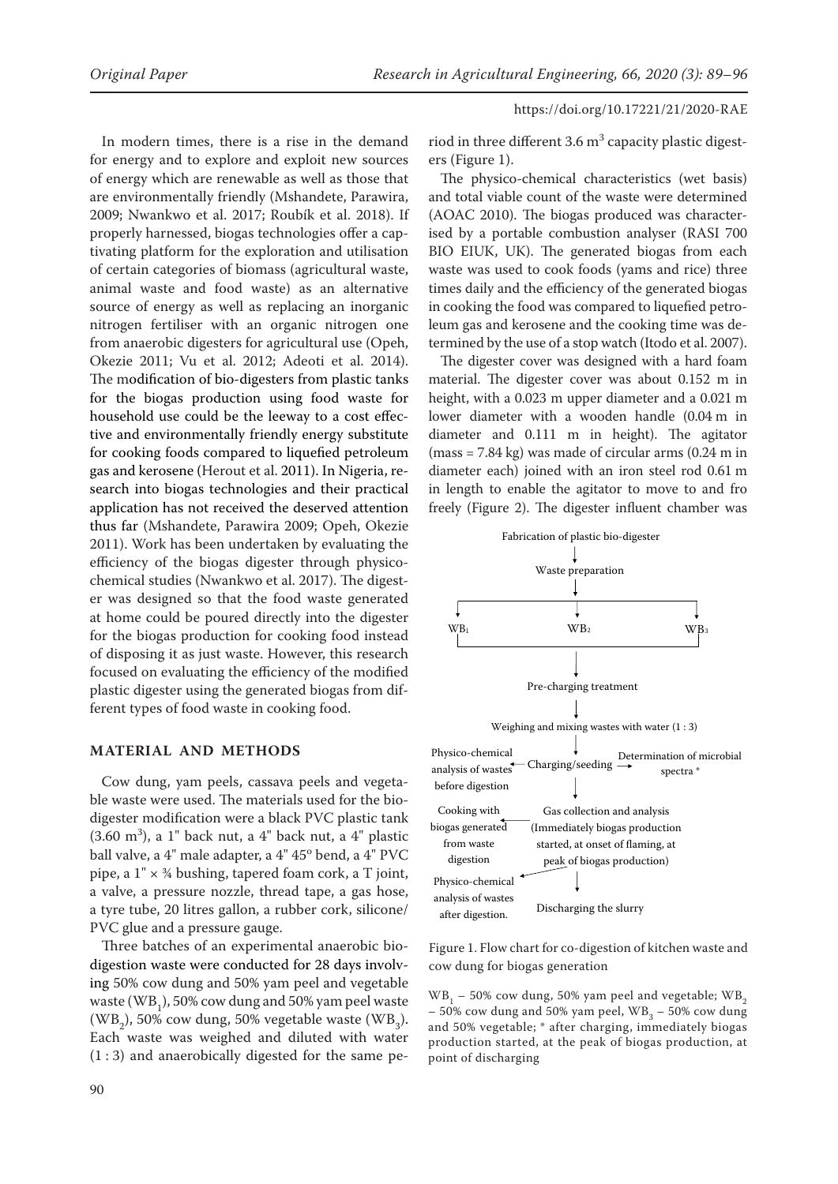In modern times, there is a rise in the demand for energy and to explore and exploit new sources of energy which are renewable as well as those that are environmentally friendly (Mshandete, Parawira, 2009; Nwankwo et al. 2017; Roubík et al. 2018). If properly harnessed, biogas technologies offer a captivating platform for the exploration and utilisation of certain categories of biomass (agricultural waste, animal waste and food waste) as an alternative source of energy as well as replacing an inorganic nitrogen fertiliser with an organic nitrogen one from anaerobic digesters for agricultural use (Opeh, Okezie 2011; Vu et al. 2012; Adeoti et al. 2014). The modification of bio-digesters from plastic tanks for the biogas production using food waste for household use could be the leeway to a cost effective and environmentally friendly energy substitute for cooking foods compared to liquefied petroleum gas and kerosene (Herout et al. 2011). In Nigeria, research into biogas technologies and their practical application has not received the deserved attention thus far (Mshandete, Parawira 2009; Opeh, Okezie 2011). Work has been undertaken by evaluating the efficiency of the biogas digester through physicochemical studies (Nwankwo et al. 2017). The digester was designed so that the food waste generated at home could be poured directly into the digester for the biogas production for cooking food instead of disposing it as just waste. However, this research focused on evaluating the efficiency of the modified plastic digester using the generated biogas from different types of food waste in cooking food.

## MATERIAL AND METHODS

Cow dung, yam peels, cassava peels and vegetable waste were used. The materials used for the biodigester modification were a black PVC plastic tank ($3.60\ m^3$), a 1" back nut, a 4" back nut, a 4" plastic ball valve, a 4" male adapter, a 4" 45° bend, a 4" PVC pipe, a 1" × ¾ bushing, tapered foam cork, a T joint, a valve, a pressure nozzle, thread tape, a gas hose, a tyre tube, 20 litres gallon, a rubber cork, silicone/PVC glue and a pressure gauge.

Three batches of an experimental anaerobic biodigestion waste were conducted for 28 days involving 50% cow dung and 50% yam peel and vegetable waste ($WB_1$), 50% cow dung and 50% yam peel waste ($WB_2$), 50% cow dung, 50% vegetable waste ($WB_3$). Each waste was weighed and diluted with water (1 : 3) and anaerobically digested for the same period in three different $3.6\ m^3$ capacity plastic digesters (Figure 1).

The physico-chemical characteristics (wet basis) and total viable count of the waste were determined (AOAC 2010). The biogas produced was characterised by a portable combustion analyser (RASI 700 BIO EIUK, UK). The generated biogas from each waste was used to cook foods (yams and rice) three times daily and the efficiency of the generated biogas in cooking the food was compared to liquefied petroleum gas and kerosene and the cooking time was determined by the use of a stop watch (Itodo et al. 2007).

The digester cover was designed with a hard foam material. The digester cover was about 0.152 m in height, with a 0.023 m upper diameter and a 0.021 m lower diameter with a wooden handle (0.04 m in diameter and 0.111 m in height). The agitator (mass = 7.84 kg) was made of circular arms (0.24 m in diameter each) joined with an iron steel rod 0.61 m in length to enable the agitator to move to and fro freely (Figure 2). The digester influent chamber was

Fabrication of plastic bio-digester → Waste preparation → $WB_1$ / $WB_2$ / $WB_3$ → Pre-charging treatment → Weighing and mixing wastes with water (1 : 3) → Charging/seeding (← Physico-chemical analysis of wastes before digestion; → Determination of microbial spectra *) → Gas collection and analysis (Immediately biogas production started, at onset of flaming, at peak of biogas production) (→ Cooking with biogas generated from waste digestion; → Physico-chemical analysis of wastes after digestion.) → Discharging the slurry

Figure 1. Flow chart for co-digestion of kitchen waste and cow dung for biogas generation

$WB_1$ – 50% cow dung, 50% yam peel and vegetable; $WB_2$ – 50% cow dung and 50% yam peel, $WB_3$ – 50% cow dung and 50% vegetable; * after charging, immediately biogas production started, at the peak of biogas production, at point of discharging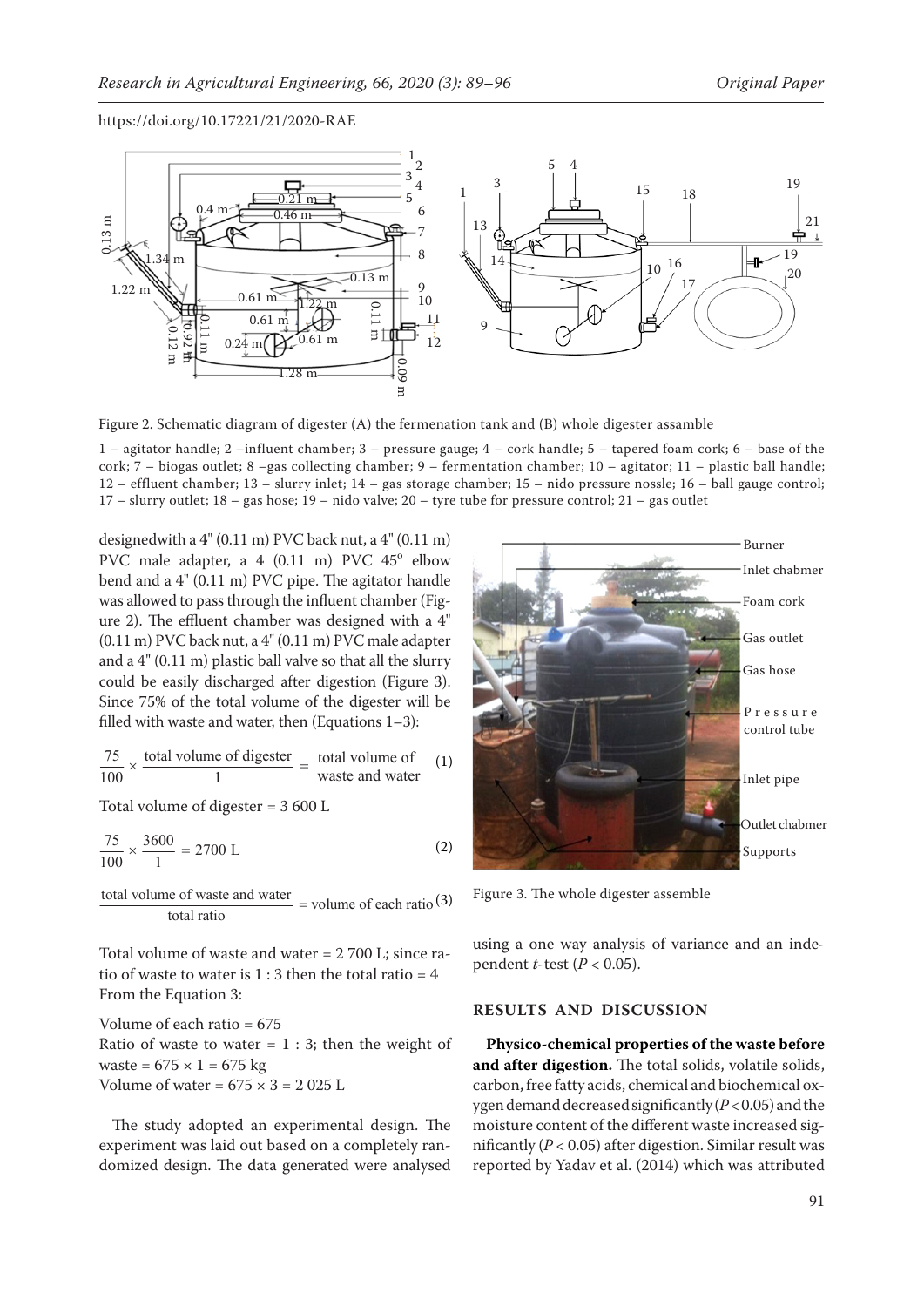Figure 2. Schematic diagram of digester (A) the fermenation tank and (B) whole digester assamble

1 – agitator handle; 2 –influent chamber; 3 – pressure gauge; 4 – cork handle; 5 – tapered foam cork; 6 – base of the cork; 7 – biogas outlet; 8 –gas collecting chamber; 9 – fermentation chamber; 10 – agitator; 11 – plastic ball handle; 12 – effluent chamber; 13 – slurry inlet; 14 – gas storage chamber; 15 – nido pressure nossle; 16 – ball gauge control; 17 – slurry outlet; 18 – gas hose; 19 – nido valve; 20 – tyre tube for pressure control; 21 – gas outlet

designedwith a 4" (0.11 m) PVC back nut, a 4" (0.11 m) PVC male adapter, a 4 (0.11 m) PVC 45° elbow bend and a 4" (0.11 m) PVC pipe. The agitator handle was allowed to pass through the influent chamber (Figure 2). The effluent chamber was designed with a 4" (0.11 m) PVC back nut, a 4" (0.11 m) PVC male adapter and a 4" (0.11 m) plastic ball valve so that all the slurry could be easily discharged after digestion (Figure 3). Since 75% of the total volume of the digester will be filled with waste and water, then (Equations 1–3):

$$\frac{75}{100} \times \frac{\text{total volume of digester}}{1} = \text{total volume of waste and water} \quad (1)$$

Total volume of digester = 3 600 L

$$\frac{75}{100} \times \frac{3600}{1} = 2700 \text{ L} \quad (2)$$

$$\frac{\text{total volume of waste and water}}{\text{total ratio}} = \text{volume of each ratio} \quad (3)$$

Total volume of waste and water = 2 700 L; since ratio of waste to water is 1 : 3 then the total ratio = 4

From the Equation 3:

Volume of each ratio = 675

Ratio of waste to water = 1 : 3; then the weight of waste = 675 × 1 = 675 kg

Volume of water = 675 × 3 = 2 025 L

The study adopted an experimental design. The experiment was laid out based on a completely randomized design. The data generated were analysed using a one way analysis of variance and an independent *t*-test ($P < 0.05$).

Figure 3. The whole digester assemble

## RESULTS AND DISCUSSION

**Physico-chemical properties of the waste before and after digestion.** The total solids, volatile solids, carbon, free fatty acids, chemical and biochemical oxygen demand decreased significantly ($P < 0.05$) and the moisture content of the different waste increased significantly ($P < 0.05$) after digestion. Similar result was reported by Yadav et al. (2014) which was attributed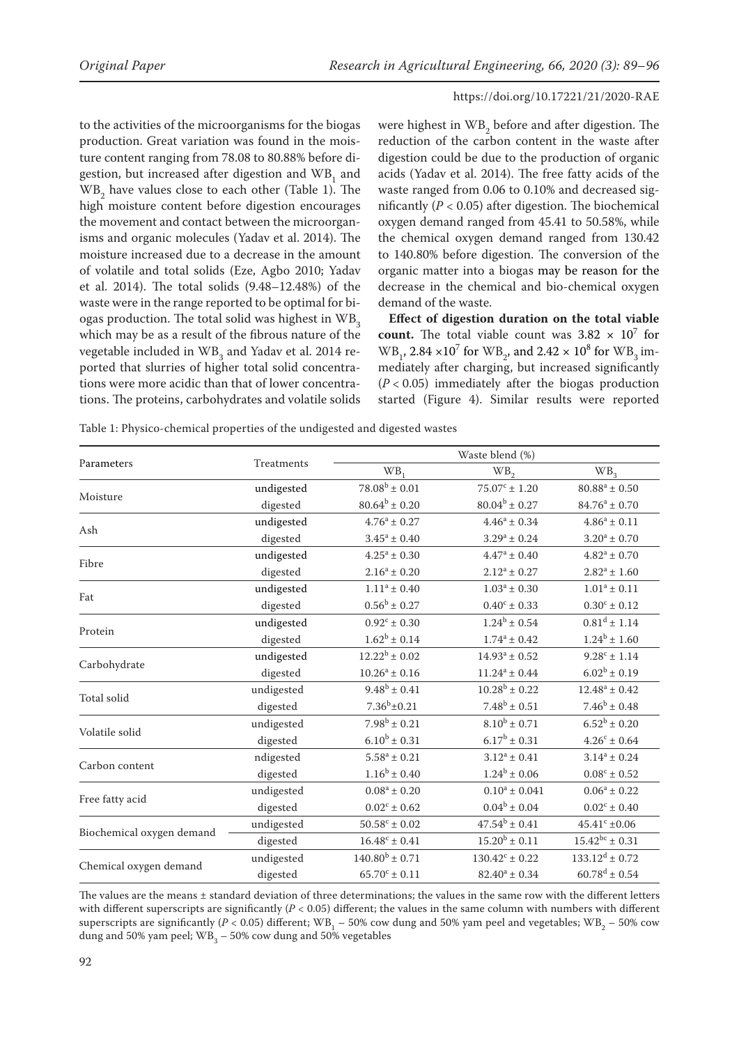to the activities of the microorganisms for the biogas production. Great variation was found in the moisture content ranging from 78.08 to 80.88% before digestion, but increased after digestion and $WB_1$ and $WB_2$ have values close to each other (Table 1). The high moisture content before digestion encourages the movement and contact between the microorganisms and organic molecules (Yadav et al. 2014). The moisture increased due to a decrease in the amount of volatile and total solids (Eze, Agbo 2010; Yadav et al. 2014). The total solids (9.48–12.48%) of the waste were in the range reported to be optimal for biogas production. The total solid was highest in $WB_3$ which may be as a result of the fibrous nature of the vegetable included in $WB_3$ and Yadav et al. 2014 reported that slurries of higher total solid concentrations were more acidic than that of lower concentrations. The proteins, carbohydrates and volatile solids were highest in $WB_2$ before and after digestion. The reduction of the carbon content in the waste after digestion could be due to the production of organic acids (Yadav et al. 2014). The free fatty acids of the waste ranged from 0.06 to 0.10% and decreased significantly ($P < 0.05$) after digestion. The biochemical oxygen demand ranged from 45.41 to 50.58%, while the chemical oxygen demand ranged from 130.42 to 140.80% before digestion. The conversion of the organic matter into a biogas may be reason for the decrease in the chemical and bio-chemical oxygen demand of the waste.

**Effect of digestion duration on the total viable count.** The total viable count was $3.82 \times 10^7$ for $WB_1$, $2.84 \times 10^7$ for $WB_2$, and $2.42 \times 10^8$ for $WB_3$ immediately after charging, but increased significantly ($P < 0.05$) immediately after the biogas production started (Figure 4). Similar results were reported

Table 1: Physico-chemical properties of the undigested and digested wastes

| Parameters | Treatments | Waste blend (%) | | |
|---|---|---|---|---|
| | | $WB_1$ | $WB_2$ | $WB_3$ |
| Moisture | undigested | $78.08^b \pm 0.01$ | $75.07^c \pm 1.20$ | $80.88^a \pm 0.50$ |
| | digested | $80.64^b \pm 0.20$ | $80.04^b \pm 0.27$ | $84.76^a \pm 0.70$ |
| Ash | undigested | $4.76^a \pm 0.27$ | $4.46^a \pm 0.34$ | $4.86^a \pm 0.11$ |
| | digested | $3.45^a \pm 0.40$ | $3.29^a \pm 0.24$ | $3.20^a \pm 0.70$ |
| Fibre | undigested | $4.25^a \pm 0.30$ | $4.47^a \pm 0.40$ | $4.82^a \pm 0.70$ |
| | digested | $2.16^a \pm 0.20$ | $2.12^a \pm 0.27$ | $2.82^a \pm 1.60$ |
| Fat | undigested | $1.11^a \pm 0.40$ | $1.03^a \pm 0.30$ | $1.01^a \pm 0.11$ |
| | digested | $0.56^b \pm 0.27$ | $0.40^c \pm 0.33$ | $0.30^c \pm 0.12$ |
| Protein | undigested | $0.92^c \pm 0.30$ | $1.24^b \pm 0.54$ | $0.81^d \pm 1.14$ |
| | digested | $1.62^b \pm 0.14$ | $1.74^a \pm 0.42$ | $1.24^b \pm 1.60$ |
| Carbohydrate | undigested | $12.22^b \pm 0.02$ | $14.93^a \pm 0.52$ | $9.28^c \pm 1.14$ |
| | digested | $10.26^a \pm 0.16$ | $11.24^a \pm 0.44$ | $6.02^b \pm 0.19$ |
| Total solid | undigested | $9.48^b \pm 0.41$ | $10.28^b \pm 0.22$ | $12.48^a \pm 0.42$ |
| | digested | $7.36^b \pm 0.21$ | $7.48^b \pm 0.51$ | $7.46^b \pm 0.48$ |
| Volatile solid | undigested | $7.98^b \pm 0.21$ | $8.10^b \pm 0.71$ | $6.52^b \pm 0.20$ |
| | digested | $6.10^b \pm 0.31$ | $6.17^b \pm 0.31$ | $4.26^c \pm 0.64$ |
| Carbon content | ndigested | $5.58^a \pm 0.21$ | $3.12^a \pm 0.41$ | $3.14^a \pm 0.24$ |
| | digested | $1.16^b \pm 0.40$ | $1.24^b \pm 0.06$ | $0.08^c \pm 0.52$ |
| Free fatty acid | undigested | $0.08^a \pm 0.20$ | $0.10^a \pm 0.041$ | $0.06^a \pm 0.22$ |
| | digested | $0.02^c \pm 0.62$ | $0.04^b \pm 0.04$ | $0.02^c \pm 0.40$ |
| Biochemical oxygen demand | undigested | $50.58^c \pm 0.02$ | $47.54^b \pm 0.41$ | $45.41^c \pm 0.06$ |
| | digested | $16.48^c \pm 0.41$ | $15.20^b \pm 0.11$ | $15.42^{bc} \pm 0.31$ |
| Chemical oxygen demand | undigested | $140.80^b \pm 0.71$ | $130.42^c \pm 0.22$ | $133.12^d \pm 0.72$ |
| | digested | $65.70^c \pm 0.11$ | $82.40^a \pm 0.34$ | $60.78^d \pm 0.54$ |

The values are the means ± standard deviation of three determinations; the values in the same row with the different letters with different superscripts are significantly ($P < 0.05$) different; the values in the same column with numbers with different superscripts are significantly ($P < 0.05$) different; $WB_1$ – 50% cow dung and 50% yam peel and vegetables; $WB_2$ – 50% cow dung and 50% yam peel; $WB_3$ – 50% cow dung and 50% vegetables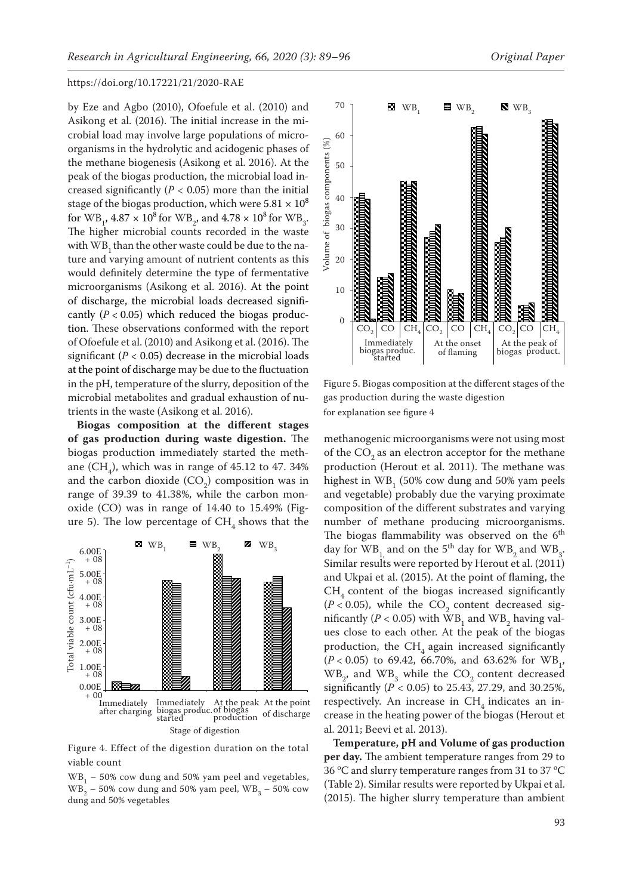by Eze and Agbo (2010), Ofoefule et al. (2010) and Asikong et al. (2016). The initial increase in the microbial load may involve large populations of microorganisms in the hydrolytic and acidogenic phases of the methane biogenesis (Asikong et al. 2016). At the peak of the biogas production, the microbial load increased significantly ($P < 0.05$) more than the initial stage of the biogas production, which were $5.81 \times 10^8$ for $WB_1$, $4.87 \times 10^8$ for $WB_2$, and $4.78 \times 10^8$ for $WB_3$. The higher microbial counts recorded in the waste with $WB_1$ than the other waste could be due to the nature and varying amount of nutrient contents as this would definitely determine the type of fermentative microorganisms (Asikong et al. 2016). At the point of discharge, the microbial loads decreased significantly ($P < 0.05$) which reduced the biogas production. These observations conformed with the report of Ofoefule et al. (2010) and Asikong et al. (2016). The significant ($P < 0.05$) decrease in the microbial loads at the point of discharge may be due to the fluctuation in the pH, temperature of the slurry, deposition of the microbial metabolites and gradual exhaustion of nutrients in the waste (Asikong et al. 2016).

**Biogas composition at the different stages of gas production during waste digestion.** The biogas production immediately started the methane ($CH_4$), which was in range of 45.12 to 47. 34% and the carbon dioxide ($CO_2$) composition was in range of 39.39 to 41.38%, while the carbon monoxide (CO) was in range of 14.40 to 15.49% (Figure 5). The low percentage of $CH_4$ shows that the methanogenic microorganisms were not using most of the $CO_2$ as an electron acceptor for the methane production (Herout et al. 2011). The methane was highest in $WB_1$ (50% cow dung and 50% yam peels and vegetable) probably due the varying proximate composition of the different substrates and varying number of methane producing microorganisms. The biogas flammability was observed on the 6th day for $WB_1$ and on the 5th day for $WB_2$ and $WB_3$. Similar results were reported by Herout et al. (2011) and Ukpai et al. (2015). At the point of flaming, the $CH_4$ content of the biogas increased significantly ($P < 0.05$), while the $CO_2$ content decreased significantly ($P < 0.05$) with $WB_1$ and $WB_2$ having values close to each other. At the peak of the biogas production, the $CH_4$ again increased significantly ($P < 0.05$) to 69.42, 66.70%, and 63.62% for $WB_1$, $WB_2$, and $WB_3$ while the $CO_2$ content decreased significantly ($P < 0.05$) to 25.43, 27.29, and 30.25%, respectively. An increase in $CH_4$ indicates an increase in the heating power of the biogas (Herout et al. 2011; Beevi et al. 2013).

Figure 4. Effect of the digestion duration on the total viable count

$WB_1$ – 50% cow dung and 50% yam peel and vegetables, $WB_2$ – 50% cow dung and 50% yam peel, $WB_3$ – 50% cow dung and 50% vegetables

Figure 5. Biogas composition at the different stages of the gas production during the waste digestion

for explanation see figure 4

**Temperature, pH and Volume of gas production per day.** The ambient temperature ranges from 29 to 36 °C and slurry temperature ranges from 31 to 37 °C (Table 2). Similar results were reported by Ukpai et al. (2015). The higher slurry temperature than ambient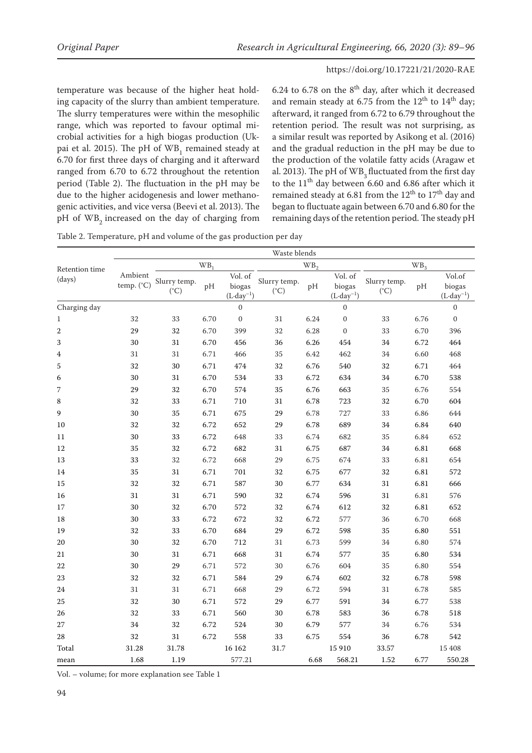temperature was because of the higher heat holding capacity of the slurry than ambient temperature. The slurry temperatures were within the mesophilic range, which was reported to favour optimal microbial activities for a high biogas production (Ukpai et al. 2015). The pH of $WB_1$ remained steady at 6.70 for first three days of charging and it afterward ranged from 6.70 to 6.72 throughout the retention period (Table 2). The fluctuation in the pH may be due to the higher acidogenesis and lower methanogenic activities, and vice versa (Beevi et al. 2013). The pH of $WB_2$ increased on the day of charging from 6.24 to 6.78 on the 8[th] day, after which it decreased and remain steady at 6.75 from the 12[th] to 14[th] day; afterward, it ranged from 6.72 to 6.79 throughout the retention period. The result was not surprising, as a similar result was reported by Asikong et al. (2016) and the gradual reduction in the pH may be due to the production of the volatile fatty acids (Aragaw et al. 2013). The pH of $WB_3$ fluctuated from the first day to the 11[th] day between 6.60 and 6.86 after which it remained steady at 6.81 from the 12[th] to 17[th] day and began to fluctuate again between 6.70 and 6.80 for the remaining days of the retention period. The steady pH

Table 2. Temperature, pH and volume of the gas production per day

| Retention time (days) | Waste blends | | | | | | | | | |
|---|---|---|---|---|---|---|---|---|---|---|
| | | $WB_1$ | | | $WB_2$ | | | $WB_3$ | | |
| | Ambient temp. (°C) | Slurry temp. (°C) | pH | Vol. of biogas ($L \cdot day^{-1}$) | Slurry temp. (°C) | pH | Vol. of biogas ($L \cdot day^{-1}$) | Slurry temp. (°C) | pH | Vol.of biogas ($L \cdot day^{-1}$) |
| Charging day | | | | 0 | | | 0 | | | 0 |
| 1 | 32 | 33 | 6.70 | 0 | 31 | 6.24 | 0 | 33 | 6.76 | 0 |
| 2 | 29 | 32 | 6.70 | 399 | 32 | 6.28 | 0 | 33 | 6.70 | 396 |
| 3 | 30 | 31 | 6.70 | 456 | 36 | 6.26 | 454 | 34 | 6.72 | 464 |
| 4 | 31 | 31 | 6.71 | 466 | 35 | 6.42 | 462 | 34 | 6.60 | 468 |
| 5 | 32 | 30 | 6.71 | 474 | 32 | 6.76 | 540 | 32 | 6.71 | 464 |
| 6 | 30 | 31 | 6.70 | 534 | 33 | 6.72 | 634 | 34 | 6.70 | 538 |
| 7 | 29 | 32 | 6.70 | 574 | 35 | 6.76 | 663 | 35 | 6.76 | 554 |
| 8 | 32 | 33 | 6.71 | 710 | 31 | 6.78 | 723 | 32 | 6.70 | 604 |
| 9 | 30 | 35 | 6.71 | 675 | 29 | 6.78 | 727 | 33 | 6.86 | 644 |
| 10 | 32 | 32 | 6.72 | 652 | 29 | 6.78 | 689 | 34 | 6.84 | 640 |
| 11 | 30 | 33 | 6.72 | 648 | 33 | 6.74 | 682 | 35 | 6.84 | 652 |
| 12 | 35 | 32 | 6.72 | 682 | 31 | 6.75 | 687 | 34 | 6.81 | 668 |
| 13 | 33 | 32 | 6.72 | 668 | 29 | 6.75 | 674 | 33 | 6.81 | 654 |
| 14 | 35 | 31 | 6.71 | 701 | 32 | 6.75 | 677 | 32 | 6.81 | 572 |
| 15 | 32 | 32 | 6.71 | 587 | 30 | 6.77 | 634 | 31 | 6.81 | 666 |
| 16 | 31 | 31 | 6.71 | 590 | 32 | 6.74 | 596 | 31 | 6.81 | 576 |
| 17 | 30 | 32 | 6.70 | 572 | 32 | 6.74 | 612 | 32 | 6.81 | 652 |
| 18 | 30 | 33 | 6.72 | 672 | 32 | 6.72 | 577 | 36 | 6.70 | 668 |
| 19 | 32 | 33 | 6.70 | 684 | 29 | 6.72 | 598 | 35 | 6.80 | 551 |
| 20 | 30 | 32 | 6.70 | 712 | 31 | 6.73 | 599 | 34 | 6.80 | 574 |
| 21 | 30 | 31 | 6.71 | 668 | 31 | 6.74 | 577 | 35 | 6.80 | 534 |
| 22 | 30 | 29 | 6.71 | 572 | 30 | 6.76 | 604 | 35 | 6.80 | 554 |
| 23 | 32 | 32 | 6.71 | 584 | 29 | 6.74 | 602 | 32 | 6.78 | 598 |
| 24 | 31 | 31 | 6.71 | 668 | 29 | 6.72 | 594 | 31 | 6.78 | 585 |
| 25 | 32 | 30 | 6.71 | 572 | 29 | 6.77 | 591 | 34 | 6.77 | 538 |
| 26 | 32 | 33 | 6.71 | 560 | 30 | 6.78 | 583 | 36 | 6.78 | 518 |
| 27 | 34 | 32 | 6.72 | 524 | 30 | 6.79 | 577 | 34 | 6.76 | 534 |
| 28 | 32 | 31 | 6.72 | 558 | 33 | 6.75 | 554 | 36 | 6.78 | 542 |
| Total | 31.28 | 31.78 | | 16 162 | 31.7 | | 15 910 | 33.57 | | 15 408 |
| mean | 1.68 | 1.19 | | 577.21 | | 6.68 | 568.21 | 1.52 | 6.77 | 550.28 |

Vol. – volume; for more explanation see Table 1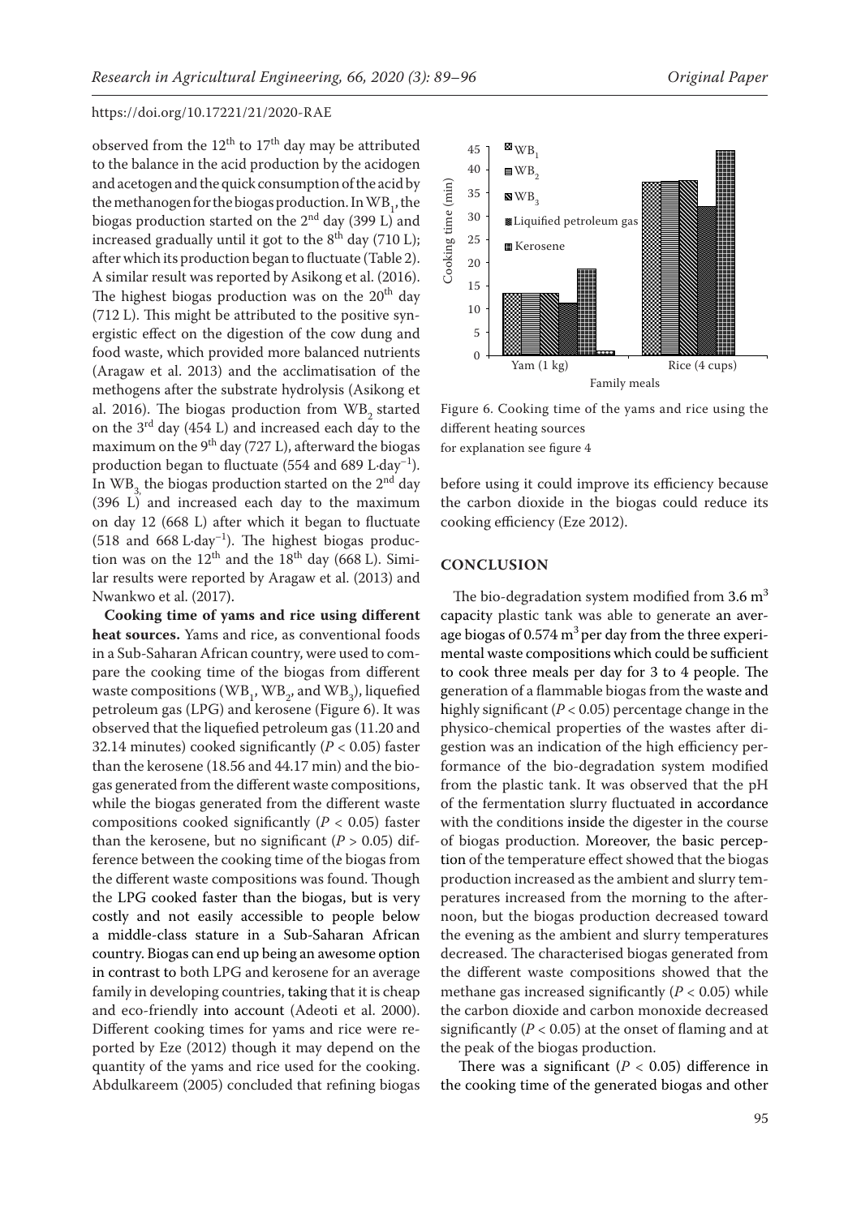observed from the 12th to 17th day may be attributed to the balance in the acid production by the acidogen and acetogen and the quick consumption of the acid by the methanogen for the biogas production. In $WB_1$, the biogas production started on the 2nd day (399 L) and increased gradually until it got to the 8th day (710 L); after which its production began to fluctuate (Table 2). A similar result was reported by Asikong et al. (2016). The highest biogas production was on the 20th day (712 L). This might be attributed to the positive synergistic effect on the digestion of the cow dung and food waste, which provided more balanced nutrients (Aragaw et al. 2013) and the acclimatisation of the methogens after the substrate hydrolysis (Asikong et al. 2016). The biogas production from $WB_2$ started on the 3rd day (454 L) and increased each day to the maximum on the 9th day (727 L), afterward the biogas production began to fluctuate (554 and 689 $L \cdot day^{-1}$). In $WB_3$, the biogas production started on the 2nd day (396 L) and increased each day to the maximum on day 12 (668 L) after which it began to fluctuate (518 and 668 $L \cdot day^{-1}$). The highest biogas production was on the 12th and the 18th day (668 L). Similar results were reported by Aragaw et al. (2013) and Nwankwo et al. (2017).

**Cooking time of yams and rice using different heat sources.** Yams and rice, as conventional foods in a Sub-Saharan African country, were used to compare the cooking time of the biogas from different waste compositions ($WB_1$, $WB_2$, and $WB_3$), liquefied petroleum gas (LPG) and kerosene (Figure 6). It was observed that the liquefied petroleum gas (11.20 and 32.14 minutes) cooked significantly ($P < 0.05$) faster than the kerosene (18.56 and 44.17 min) and the biogas generated from the different waste compositions, while the biogas generated from the different waste compositions cooked significantly ($P < 0.05$) faster than the kerosene, but no significant ($P > 0.05$) difference between the cooking time of the biogas from the different waste compositions was found. Though the LPG cooked faster than the biogas, but is very costly and not easily accessible to people below a middle-class stature in a Sub-Saharan African country. Biogas can end up being an awesome option in contrast to both LPG and kerosene for an average family in developing countries, taking that it is cheap and eco-friendly into account (Adeoti et al. 2000). Different cooking times for yams and rice were reported by Eze (2012) though it may depend on the quantity of the yams and rice used for the cooking. Abdulkareem (2005) concluded that refining biogas before using it could improve its efficiency because the carbon dioxide in the biogas could reduce its cooking efficiency (Eze 2012).

Figure 6. Cooking time of the yams and rice using the different heating sources
for explanation see figure 4

## CONCLUSION

The bio-degradation system modified from 3.6 $m^3$ capacity plastic tank was able to generate an average biogas of 0.574 $m^3$ per day from the three experimental waste compositions which could be sufficient to cook three meals per day for 3 to 4 people. The generation of a flammable biogas from the waste and highly significant ($P < 0.05$) percentage change in the physico-chemical properties of the wastes after digestion was an indication of the high efficiency performance of the bio-degradation system modified from the plastic tank. It was observed that the pH of the fermentation slurry fluctuated in accordance with the conditions inside the digester in the course of biogas production. Moreover, the basic perception of the temperature effect showed that the biogas production increased as the ambient and slurry temperatures increased from the morning to the afternoon, but the biogas production decreased toward the evening as the ambient and slurry temperatures decreased. The characterised biogas generated from the different waste compositions showed that the methane gas increased significantly ($P < 0.05$) while the carbon dioxide and carbon monoxide decreased significantly ($P < 0.05$) at the onset of flaming and at the peak of the biogas production.

There was a significant ($P < 0.05$) difference in the cooking time of the generated biogas and other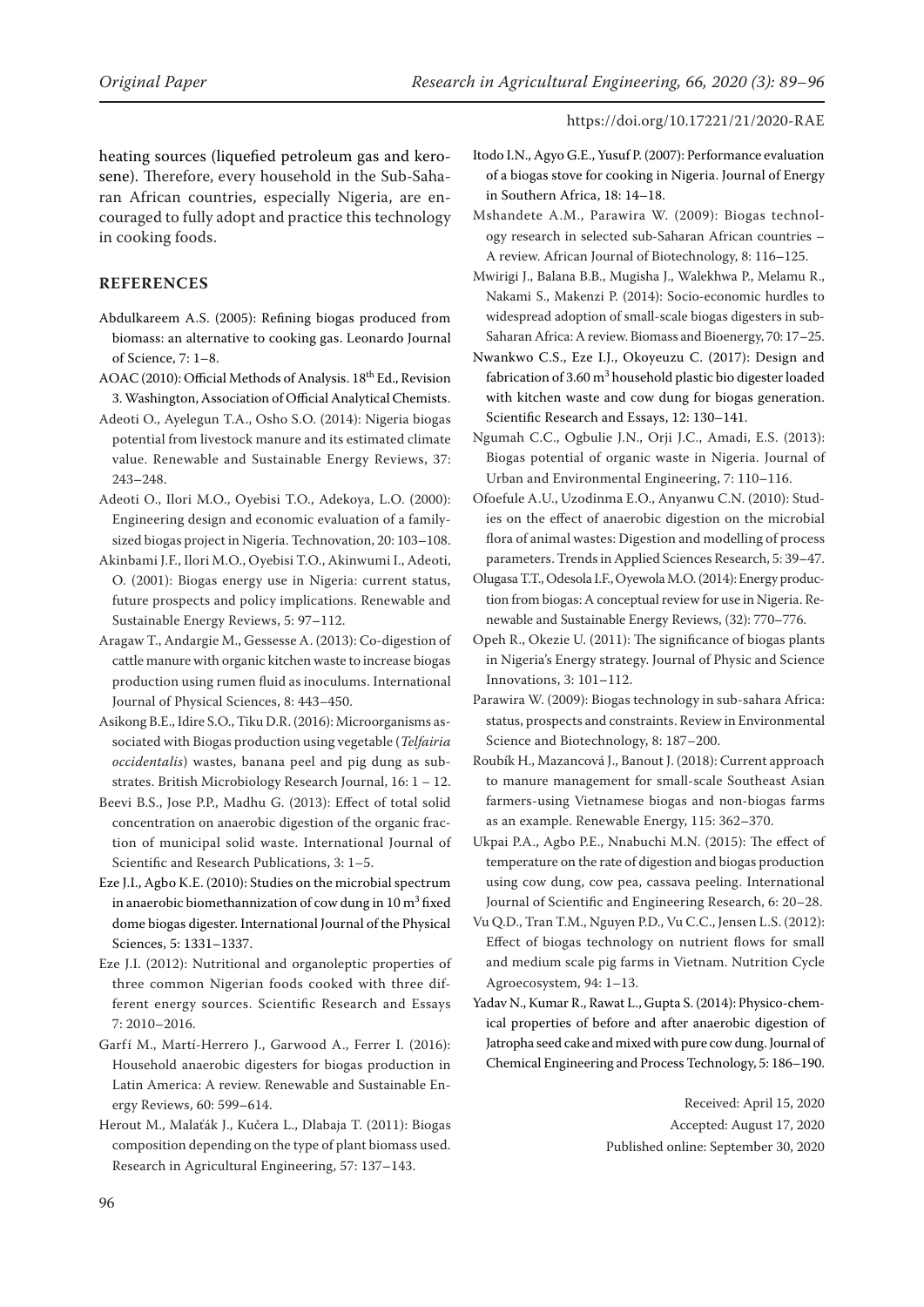heating sources (liquefied petroleum gas and kerosene). Therefore, every household in the Sub-Saharan African countries, especially Nigeria, are encouraged to fully adopt and practice this technology in cooking foods.

## REFERENCES

Abdulkareem A.S. (2005): Refining biogas produced from biomass: an alternative to cooking gas. Leonardo Journal of Science, 7: 1–8.

AOAC (2010): Official Methods of Analysis. 18[th] Ed., Revision 3. Washington, Association of Official Analytical Chemists.

Adeoti O., Ayelegun T.A., Osho S.O. (2014): Nigeria biogas potential from livestock manure and its estimated climate value. Renewable and Sustainable Energy Reviews, 37: 243–248.

Adeoti O., Ilori M.O., Oyebisi T.O., Adekoya, L.O. (2000): Engineering design and economic evaluation of a family-sized biogas project in Nigeria. Technovation, 20: 103–108.

Akinbami J.F., Ilori M.O., Oyebisi T.O., Akinwumi I., Adeoti, O. (2001): Biogas energy use in Nigeria: current status, future prospects and policy implications. Renewable and Sustainable Energy Reviews, 5: 97–112.

Aragaw T., Andargie M., Gessesse A. (2013): Co-digestion of cattle manure with organic kitchen waste to increase biogas production using rumen fluid as inoculums. International Journal of Physical Sciences, 8: 443–450.

Asikong B.E., Idire S.O., Tiku D.R. (2016): Microorganisms associated with Biogas production using vegetable (*Telfairia occidentalis*) wastes, banana peel and pig dung as substrates. British Microbiology Research Journal, 16: 1 – 12.

Beevi B.S., Jose P.P., Madhu G. (2013): Effect of total solid concentration on anaerobic digestion of the organic fraction of municipal solid waste. International Journal of Scientific and Research Publications, 3: 1–5.

Eze J.I., Agbo K.E. (2010): Studies on the microbial spectrum in anaerobic biomethannization of cow dung in 10 $m^3$ fixed dome biogas digester. International Journal of the Physical Sciences, 5: 1331–1337.

Eze J.I. (2012): Nutritional and organoleptic properties of three common Nigerian foods cooked with three different energy sources. Scientific Research and Essays 7: 2010–2016.

Garfí M., Martí-Herrero J., Garwood A., Ferrer I. (2016): Household anaerobic digesters for biogas production in Latin America: A review. Renewable and Sustainable Energy Reviews, 60: 599–614.

Herout M., Malaťák J., Kučera L., Dlabaja T. (2011): Biogas composition depending on the type of plant biomass used. Research in Agricultural Engineering, 57: 137–143.

Itodo I.N., Agyo G.E., Yusuf P. (2007): Performance evaluation of a biogas stove for cooking in Nigeria. Journal of Energy in Southern Africa, 18: 14–18.

Mshandete A.M., Parawira W. (2009): Biogas technology research in selected sub-Saharan African countries – A review. African Journal of Biotechnology, 8: 116–125.

Mwirigi J., Balana B.B., Mugisha J., Walekhwa P., Melamu R., Nakami S., Makenzi P. (2014): Socio-economic hurdles to widespread adoption of small-scale biogas digesters in sub-Saharan Africa: A review. Biomass and Bioenergy, 70: 17–25.

Nwankwo C.S., Eze I.J., Okoyeuzu C. (2017): Design and fabrication of 3.60 $m^3$ household plastic bio digester loaded with kitchen waste and cow dung for biogas generation. Scientific Research and Essays, 12: 130–141.

Ngumah C.C., Ogbulie J.N., Orji J.C., Amadi, E.S. (2013): Biogas potential of organic waste in Nigeria. Journal of Urban and Environmental Engineering, 7: 110–116.

Ofoefule A.U., Uzodinma E.O., Anyanwu C.N. (2010): Studies on the effect of anaerobic digestion on the microbial flora of animal wastes: Digestion and modelling of process parameters. Trends in Applied Sciences Research, 5: 39–47.

Olugasa T.T., Odesola I.F., Oyewola M.O. (2014): Energy production from biogas: A conceptual review for use in Nigeria. Renewable and Sustainable Energy Reviews, (32): 770–776.

Opeh R., Okezie U. (2011): The significance of biogas plants in Nigeria's Energy strategy. Journal of Physic and Science Innovations, 3: 101–112.

Parawira W. (2009): Biogas technology in sub-sahara Africa: status, prospects and constraints. Review in Environmental Science and Biotechnology, 8: 187–200.

Roubík H., Mazancová J., Banout J. (2018): Current approach to manure management for small-scale Southeast Asian farmers-using Vietnamese biogas and non-biogas farms as an example. Renewable Energy, 115: 362–370.

Ukpai P.A., Agbo P.E., Nnabuchi M.N. (2015): The effect of temperature on the rate of digestion and biogas production using cow dung, cow pea, cassava peeling. International Journal of Scientific and Engineering Research, 6: 20–28.

Vu Q.D., Tran T.M., Nguyen P.D., Vu C.C., Jensen L.S. (2012): Effect of biogas technology on nutrient flows for small and medium scale pig farms in Vietnam. Nutrition Cycle Agroecosystem, 94: 1–13.

Yadav N., Kumar R., Rawat L., Gupta S. (2014): Physico-chemical properties of before and after anaerobic digestion of Jatropha seed cake and mixed with pure cow dung. Journal of Chemical Engineering and Process Technology, 5: 186–190.

Received: April 15, 2020
Accepted: August 17, 2020
Published online: September 30, 2020